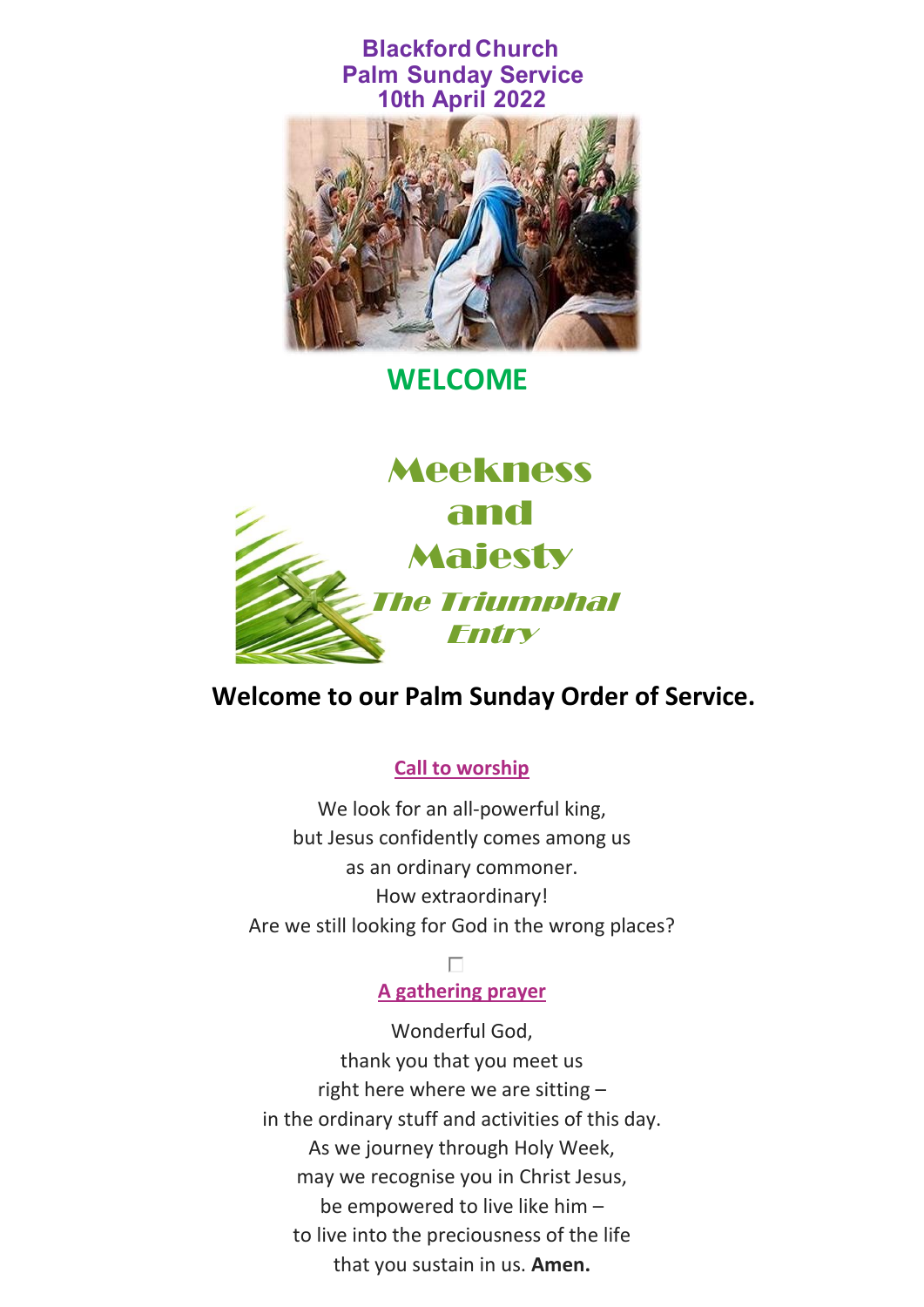# Blackford Church
## Palm Sunday Service
## 10th April 2022

## WELCOME

**Meekness and Majesty**

***The Triumphal Entry***

**Welcome to our Palm Sunday Order of Service.**

**Call to worship**

We look for an all-powerful king,
but Jesus confidently comes among us
as an ordinary commoner.
How extraordinary!
Are we still looking for God in the wrong places?

**A gathering prayer**

Wonderful God,
thank you that you meet us
right here where we are sitting –
in the ordinary stuff and activities of this day.
As we journey through Holy Week,
may we recognise you in Christ Jesus,
be empowered to live like him –
to live into the preciousness of the life
that you sustain in us. **Amen.**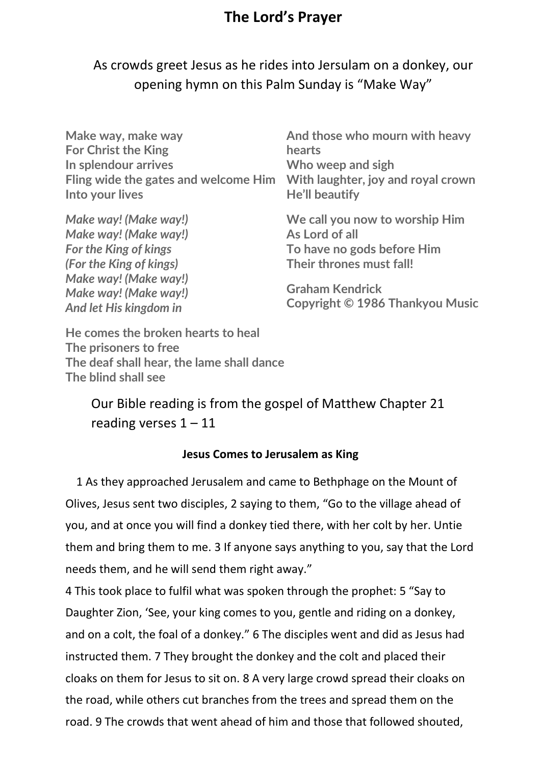# The Lord's Prayer

As crowds greet Jesus as he rides into Jersulam on a donkey, our opening hymn on this Palm Sunday is "Make Way"

**Make way, make way**
**For Christ the King**
**In splendour arrives**
**Fling wide the gates and welcome Him**
**Into your lives**

***Make way! (Make way!)***
***Make way! (Make way!)***
***For the King of kings***
***(For the King of kings)***
***Make way! (Make way!)***
***Make way! (Make way!)***
***And let His kingdom in***

**He comes the broken hearts to heal**
**The prisoners to free**
**The deaf shall hear, the lame shall dance**
**The blind shall see**

**And those who mourn with heavy hearts**
**Who weep and sigh**
**With laughter, joy and royal crown**
**He'll beautify**

**We call you now to worship Him**
**As Lord of all**
**To have no gods before Him**
**Their thrones must fall!**

**Graham Kendrick**
**Copyright © 1986 Thankyou Music**

Our Bible reading is from the gospel of Matthew Chapter 21 reading verses 1 – 11

**Jesus Comes to Jerusalem as King**

1 As they approached Jerusalem and came to Bethphage on the Mount of Olives, Jesus sent two disciples, 2 saying to them, "Go to the village ahead of you, and at once you will find a donkey tied there, with her colt by her. Untie them and bring them to me. 3 If anyone says anything to you, say that the Lord needs them, and he will send them right away."

4 This took place to fulfil what was spoken through the prophet: 5 "Say to Daughter Zion, 'See, your king comes to you, gentle and riding on a donkey, and on a colt, the foal of a donkey." 6 The disciples went and did as Jesus had instructed them. 7 They brought the donkey and the colt and placed their cloaks on them for Jesus to sit on. 8 A very large crowd spread their cloaks on the road, while others cut branches from the trees and spread them on the road. 9 The crowds that went ahead of him and those that followed shouted,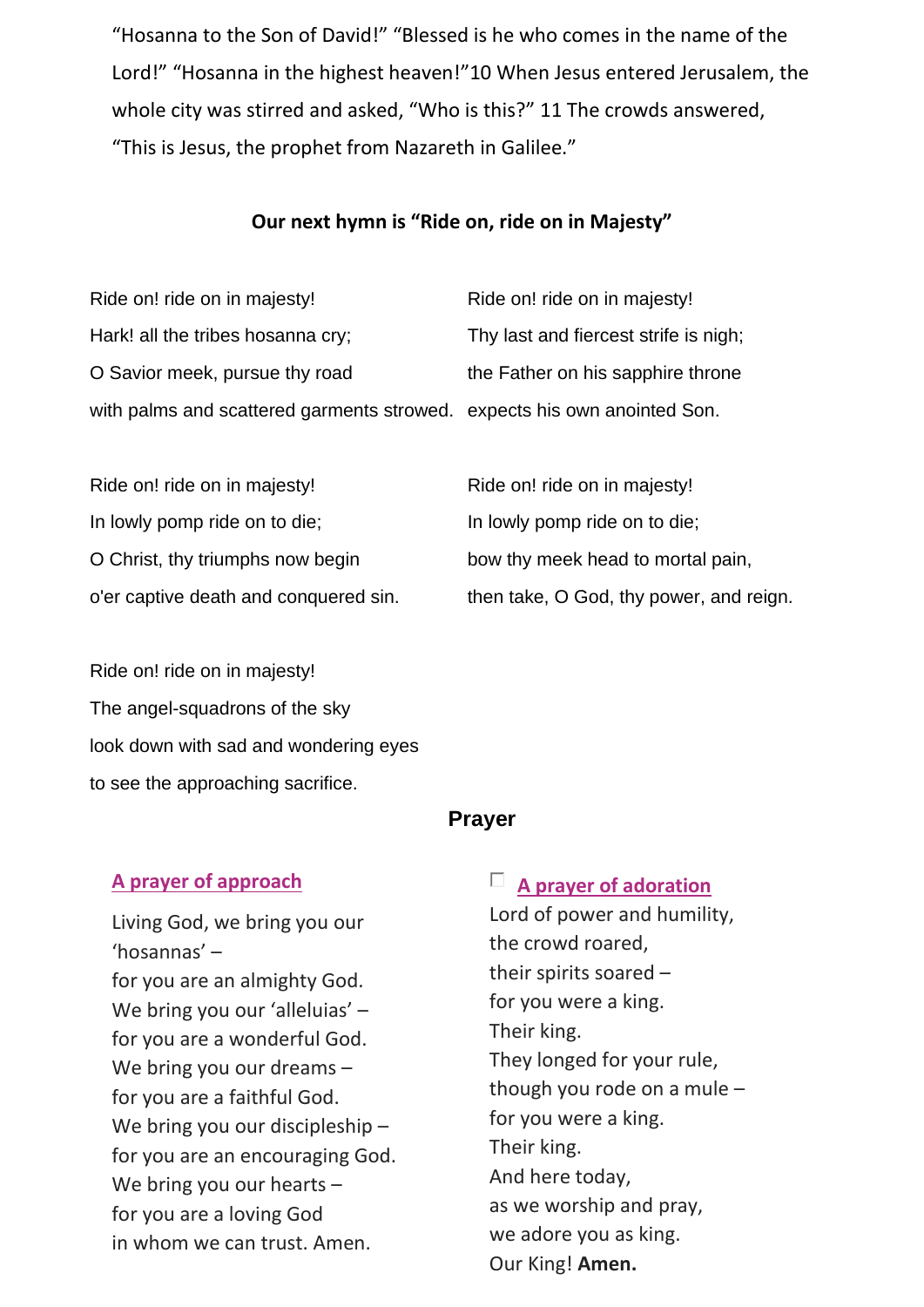"Hosanna to the Son of David!" "Blessed is he who comes in the name of the Lord!" "Hosanna in the highest heaven!"10 When Jesus entered Jerusalem, the whole city was stirred and asked, "Who is this?" 11 The crowds answered, "This is Jesus, the prophet from Nazareth in Galilee."

**Our next hymn is "Ride on, ride on in Majesty"**

Ride on! ride on in majesty!
Hark! all the tribes hosanna cry;
O Savior meek, pursue thy road
with palms and scattered garments strowed.

Ride on! ride on in majesty!
In lowly pomp ride on to die;
O Christ, thy triumphs now begin
o'er captive death and conquered sin.

Ride on! ride on in majesty!
The angel-squadrons of the sky
look down with sad and wondering eyes
to see the approaching sacrifice.

Ride on! ride on in majesty!
Thy last and fiercest strife is nigh;
the Father on his sapphire throne
expects his own anointed Son.

Ride on! ride on in majesty!
In lowly pomp ride on to die;
bow thy meek head to mortal pain,
then take, O God, thy power, and reign.

## Prayer

### A prayer of approach

Living God, we bring you our 'hosannas' –
for you are an almighty God.
We bring you our 'alleluias' –
for you are a wonderful God.
We bring you our dreams –
for you are a faithful God.
We bring you our discipleship –
for you are an encouraging God.
We bring you our hearts –
for you are a loving God
in whom we can trust. Amen.

### A prayer of adoration

Lord of power and humility,
the crowd roared,
their spirits soared –
for you were a king.
Their king.
They longed for your rule,
though you rode on a mule –
for you were a king.
Their king.
And here today,
as we worship and pray,
we adore you as king.
Our King! **Amen.**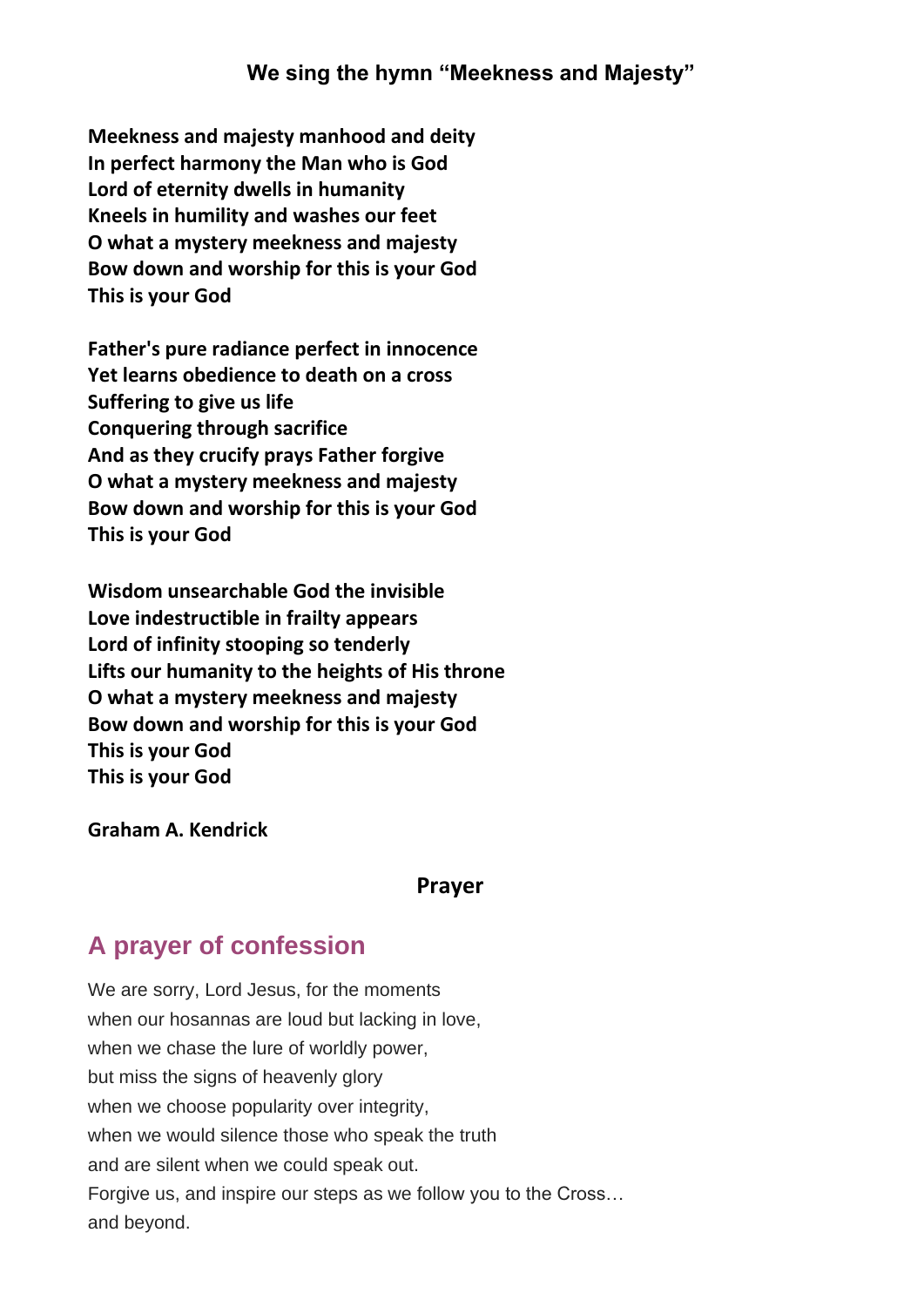**We sing the hymn "Meekness and Majesty"**

**Meekness and majesty manhood and deity**
**In perfect harmony the Man who is God**
**Lord of eternity dwells in humanity**
**Kneels in humility and washes our feet**
**O what a mystery meekness and majesty**
**Bow down and worship for this is your God**
**This is your God**

**Father's pure radiance perfect in innocence**
**Yet learns obedience to death on a cross**
**Suffering to give us life**
**Conquering through sacrifice**
**And as they crucify prays Father forgive**
**O what a mystery meekness and majesty**
**Bow down and worship for this is your God**
**This is your God**

**Wisdom unsearchable God the invisible**
**Love indestructible in frailty appears**
**Lord of infinity stooping so tenderly**
**Lifts our humanity to the heights of His throne**
**O what a mystery meekness and majesty**
**Bow down and worship for this is your God**
**This is your God**
**This is your God**

**Graham A. Kendrick**

**Prayer**

## A prayer of confession

We are sorry, Lord Jesus, for the moments
when our hosannas are loud but lacking in love,
when we chase the lure of worldly power,
but miss the signs of heavenly glory
when we choose popularity over integrity,
when we would silence those who speak the truth
and are silent when we could speak out.
Forgive us, and inspire our steps as we follow you to the Cross…
and beyond.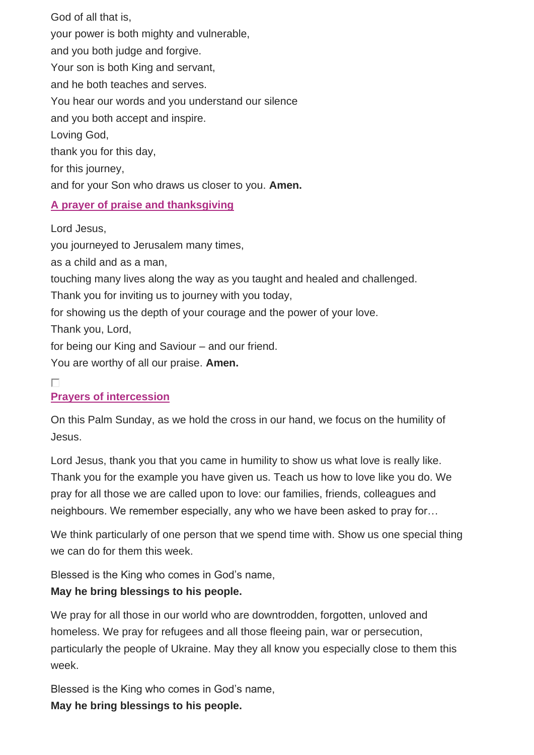God of all that is,
your power is both mighty and vulnerable,
and you both judge and forgive.
Your son is both King and servant,
and he both teaches and serves.
You hear our words and you understand our silence
and you both accept and inspire.
Loving God,
thank you for this day,
for this journey,
and for your Son who draws us closer to you. **Amen.**

### A prayer of praise and thanksgiving

Lord Jesus,
you journeyed to Jerusalem many times,
as a child and as a man,
touching many lives along the way as you taught and healed and challenged.
Thank you for inviting us to journey with you today,
for showing us the depth of your courage and the power of your love.
Thank you, Lord,
for being our King and Saviour – and our friend.
You are worthy of all our praise. **Amen.**

### Prayers of intercession

On this Palm Sunday, as we hold the cross in our hand, we focus on the humility of Jesus.

Lord Jesus, thank you that you came in humility to show us what love is really like. Thank you for the example you have given us. Teach us how to love like you do. We pray for all those we are called upon to love: our families, friends, colleagues and neighbours. We remember especially, any who we have been asked to pray for…

We think particularly of one person that we spend time with. Show us one special thing we can do for them this week.

Blessed is the King who comes in God's name,
**May he bring blessings to his people.**

We pray for all those in our world who are downtrodden, forgotten, unloved and homeless. We pray for refugees and all those fleeing pain, war or persecution, particularly the people of Ukraine. May they all know you especially close to them this week.

Blessed is the King who comes in God's name,
**May he bring blessings to his people.**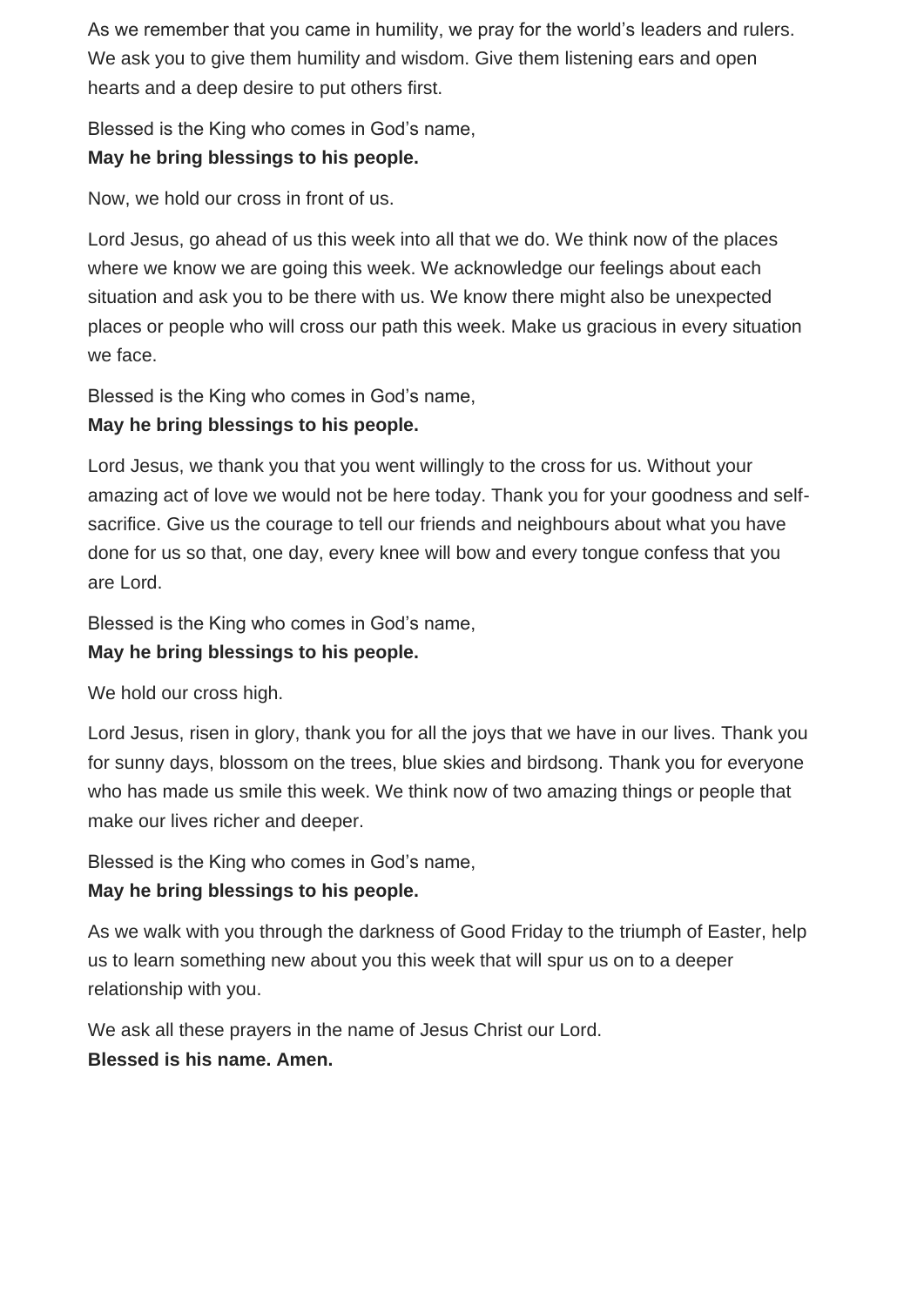As we remember that you came in humility, we pray for the world's leaders and rulers. We ask you to give them humility and wisdom. Give them listening ears and open hearts and a deep desire to put others first.

Blessed is the King who comes in God's name,
**May he bring blessings to his people.**

Now, we hold our cross in front of us.

Lord Jesus, go ahead of us this week into all that we do. We think now of the places where we know we are going this week. We acknowledge our feelings about each situation and ask you to be there with us. We know there might also be unexpected places or people who will cross our path this week. Make us gracious in every situation we face.

Blessed is the King who comes in God's name,
**May he bring blessings to his people.**

Lord Jesus, we thank you that you went willingly to the cross for us. Without your amazing act of love we would not be here today. Thank you for your goodness and self-sacrifice. Give us the courage to tell our friends and neighbours about what you have done for us so that, one day, every knee will bow and every tongue confess that you are Lord.

Blessed is the King who comes in God's name,
**May he bring blessings to his people.**

We hold our cross high.

Lord Jesus, risen in glory, thank you for all the joys that we have in our lives. Thank you for sunny days, blossom on the trees, blue skies and birdsong. Thank you for everyone who has made us smile this week. We think now of two amazing things or people that make our lives richer and deeper.

Blessed is the King who comes in God's name,
**May he bring blessings to his people.**

As we walk with you through the darkness of Good Friday to the triumph of Easter, help us to learn something new about you this week that will spur us on to a deeper relationship with you.

We ask all these prayers in the name of Jesus Christ our Lord.
**Blessed is his name. Amen.**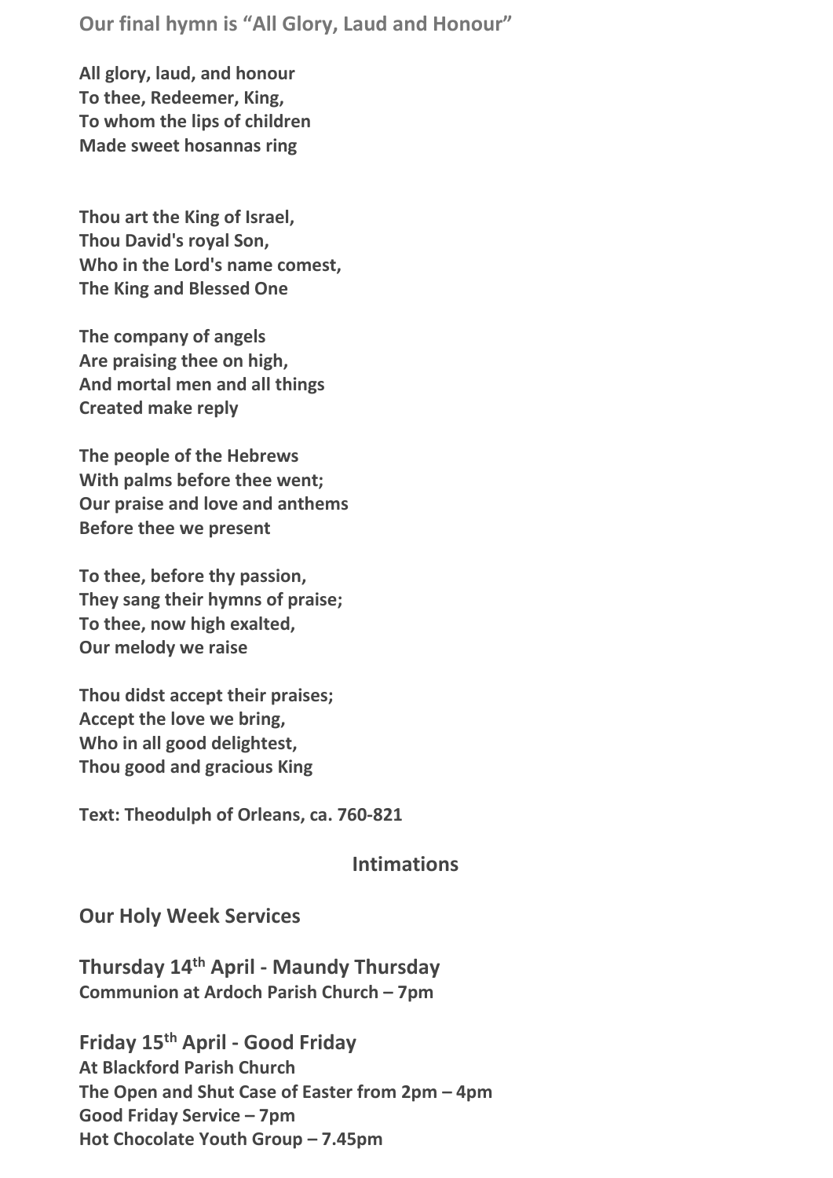**Our final hymn is "All Glory, Laud and Honour"**

**All glory, laud, and honour
To thee, Redeemer, King,
To whom the lips of children
Made sweet hosannas ring**

**Thou art the King of Israel,
Thou David's royal Son,
Who in the Lord's name comest,
The King and Blessed One**

**The company of angels
Are praising thee on high,
And mortal men and all things
Created make reply**

**The people of the Hebrews
With palms before thee went;
Our praise and love and anthems
Before thee we present**

**To thee, before thy passion,
They sang their hymns of praise;
To thee, now high exalted,
Our melody we raise**

**Thou didst accept their praises;
Accept the love we bring,
Who in all good delightest,
Thou good and gracious King**

**Text: Theodulph of Orleans, ca. 760-821**

## Intimations

### Our Holy Week Services

**Thursday 14th April - Maundy Thursday**
**Communion at Ardoch Parish Church – 7pm**

**Friday 15th April - Good Friday**
**At Blackford Parish Church**
**The Open and Shut Case of Easter from 2pm – 4pm**
**Good Friday Service – 7pm**
**Hot Chocolate Youth Group – 7.45pm**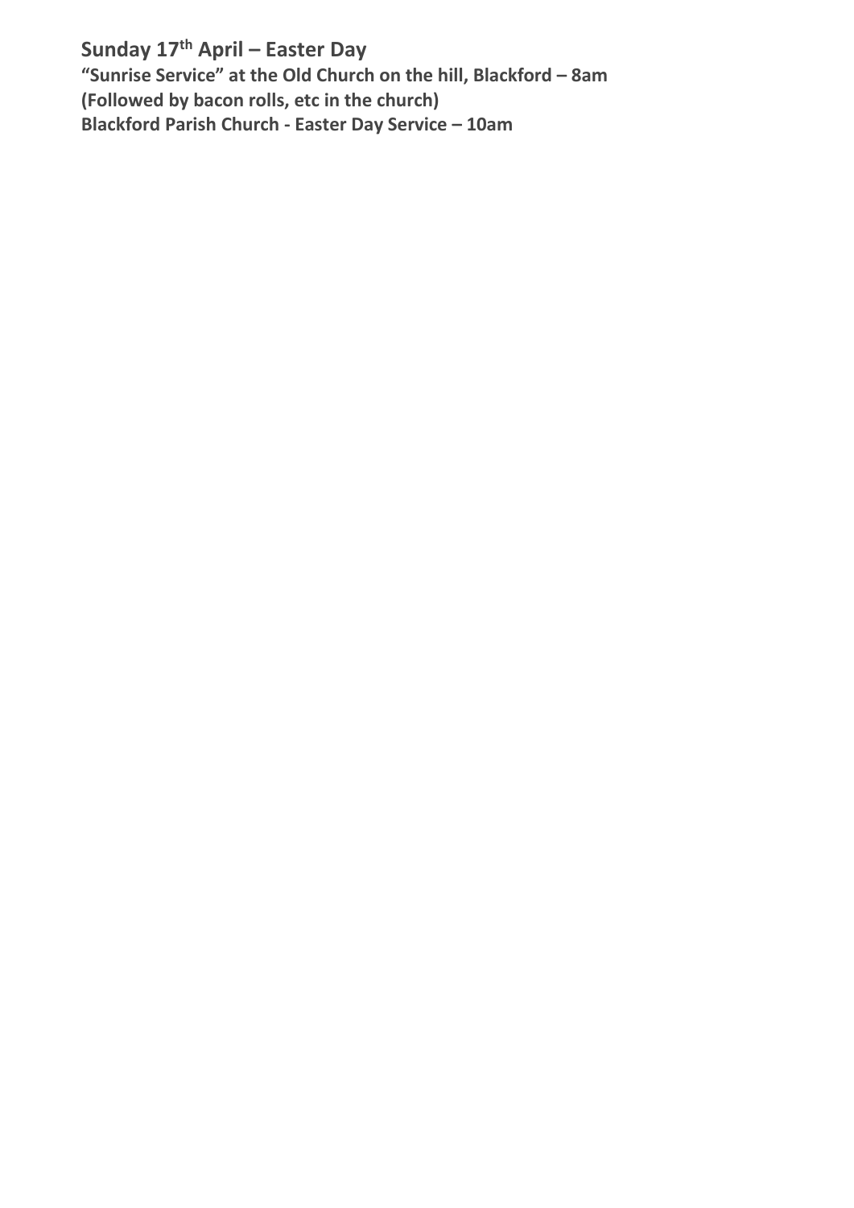**Sunday 17th April – Easter Day**

**"Sunrise Service" at the Old Church on the hill, Blackford – 8am**

**(Followed by bacon rolls, etc in the church)**

**Blackford Parish Church - Easter Day Service – 10am**